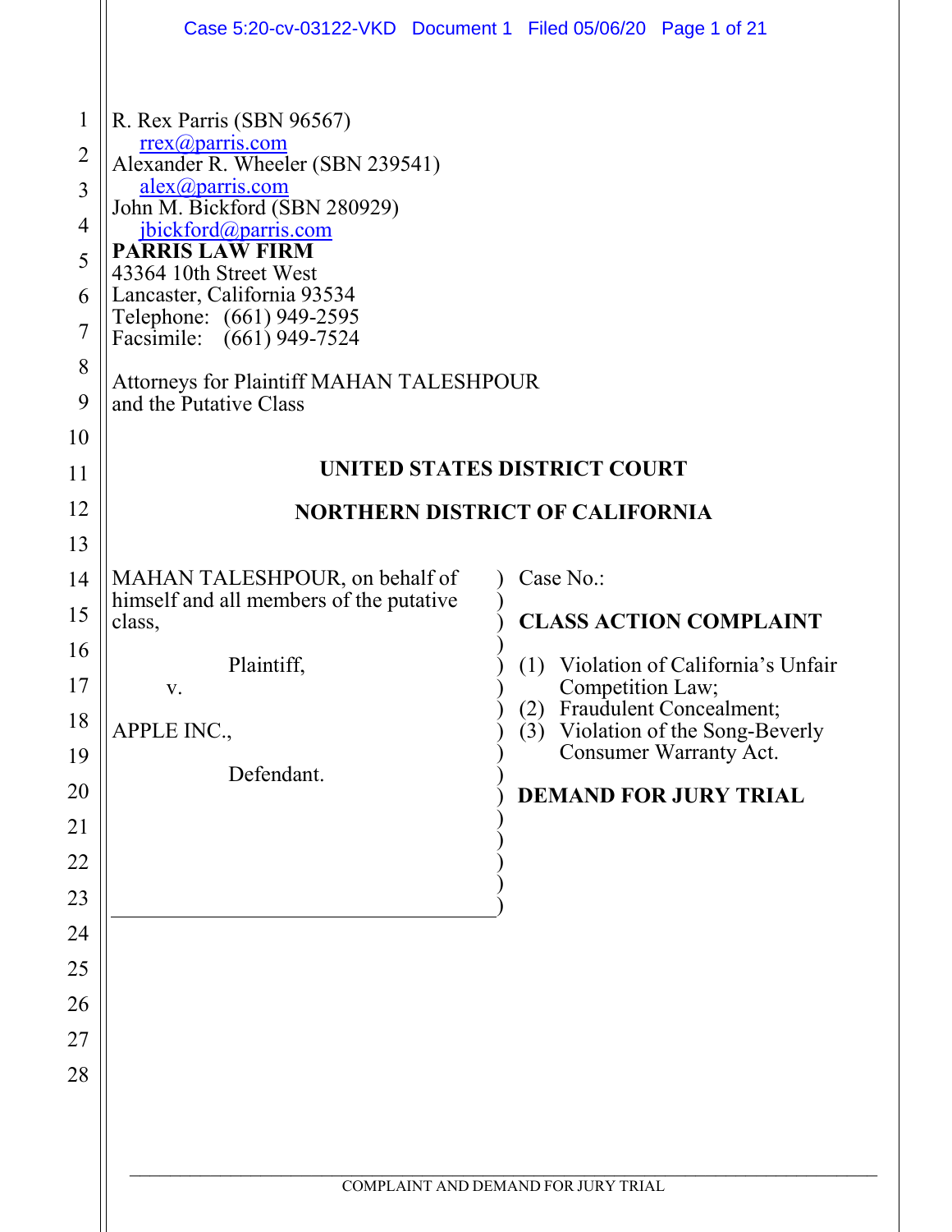R. Rex Parris (SBN 96567)
rrex@parris.com
Alexander R. Wheeler (SBN 239541)
alex@parris.com
John M. Bickford (SBN 280929)
jbickford@parris.com
**PARRIS LAW FIRM**
43364 10th Street West
Lancaster, California 93534
Telephone: (661) 949-2595
Facsimile: (661) 949-7524

Attorneys for Plaintiff MAHAN TALESHPOUR
and the Putative Class

## UNITED STATES DISTRICT COURT

## NORTHERN DISTRICT OF CALIFORNIA

MAHAN TALESHPOUR, on behalf of himself and all members of the putative class,

Plaintiff,

v.

APPLE INC.,

Defendant.

Case No.:

**CLASS ACTION COMPLAINT**

(1) Violation of California's Unfair Competition Law;
(2) Fraudulent Concealment;
(3) Violation of the Song-Beverly Consumer Warranty Act.

**DEMAND FOR JURY TRIAL**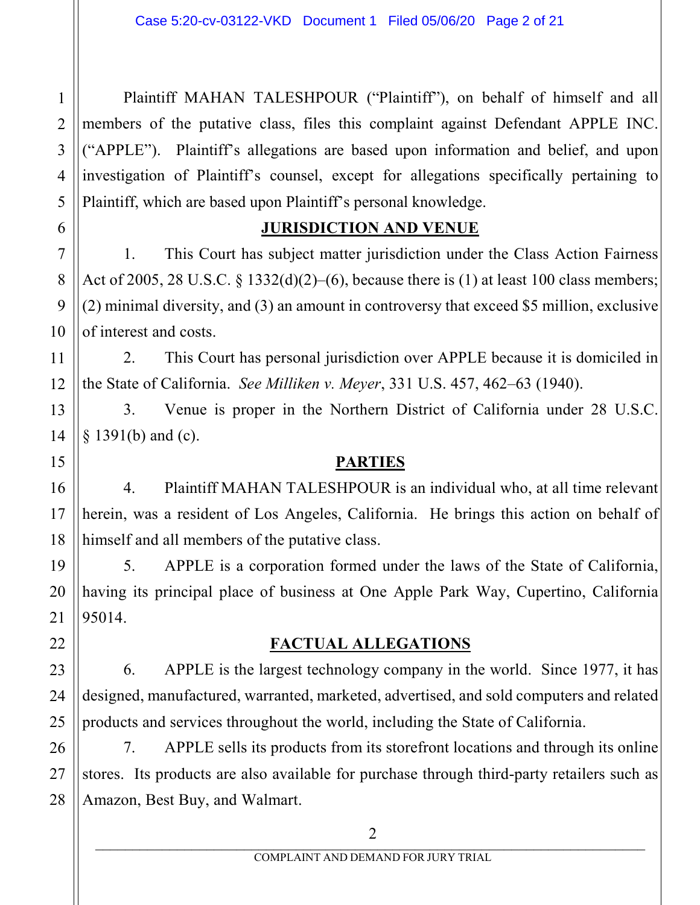Plaintiff MAHAN TALESHPOUR ("Plaintiff"), on behalf of himself and all members of the putative class, files this complaint against Defendant APPLE INC. ("APPLE"). Plaintiff's allegations are based upon information and belief, and upon investigation of Plaintiff's counsel, except for allegations specifically pertaining to Plaintiff, which are based upon Plaintiff's personal knowledge.

## JURISDICTION AND VENUE

1. This Court has subject matter jurisdiction under the Class Action Fairness Act of 2005, 28 U.S.C. § 1332(d)(2)–(6), because there is (1) at least 100 class members; (2) minimal diversity, and (3) an amount in controversy that exceed $5 million, exclusive of interest and costs.

2. This Court has personal jurisdiction over APPLE because it is domiciled in the State of California. *See Milliken v. Meyer*, 331 U.S. 457, 462–63 (1940).

3. Venue is proper in the Northern District of California under 28 U.S.C. § 1391(b) and (c).

## PARTIES

4. Plaintiff MAHAN TALESHPOUR is an individual who, at all time relevant herein, was a resident of Los Angeles, California. He brings this action on behalf of himself and all members of the putative class.

5. APPLE is a corporation formed under the laws of the State of California, having its principal place of business at One Apple Park Way, Cupertino, California 95014.

## FACTUAL ALLEGATIONS

6. APPLE is the largest technology company in the world. Since 1977, it has designed, manufactured, warranted, marketed, advertised, and sold computers and related products and services throughout the world, including the State of California.

7. APPLE sells its products from its storefront locations and through its online stores. Its products are also available for purchase through third-party retailers such as Amazon, Best Buy, and Walmart.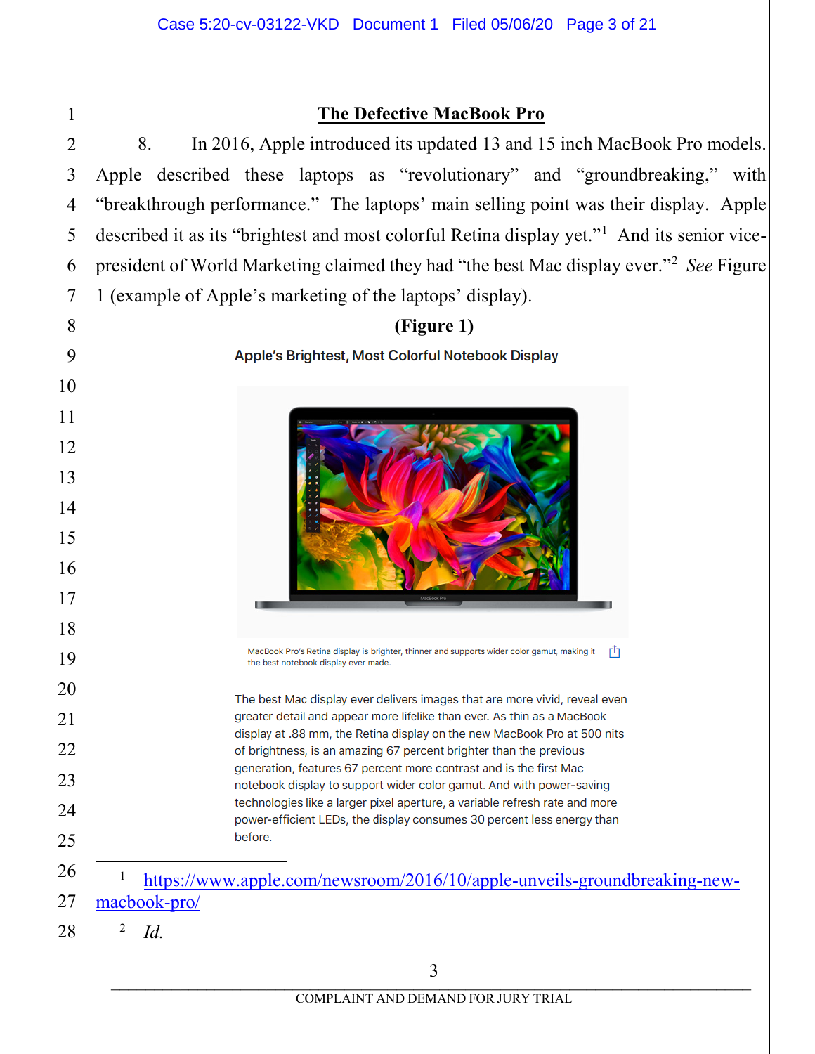## The Defective MacBook Pro

8. In 2016, Apple introduced its updated 13 and 15 inch MacBook Pro models. Apple described these laptops as "revolutionary" and "groundbreaking," with "breakthrough performance." The laptops' main selling point was their display. Apple described it as its "brightest and most colorful Retina display yet."[1] And its senior vice-president of World Marketing claimed they had "the best Mac display ever."[2] *See* Figure 1 (example of Apple's marketing of the laptops' display).

**(Figure 1)**

**Apple's Brightest, Most Colorful Notebook Display**

MacBook Pro's Retina display is brighter, thinner and supports wider color gamut, making it the best notebook display ever made.

The best Mac display ever delivers images that are more vivid, reveal even greater detail and appear more lifelike than ever. As thin as a MacBook display at .88 mm, the Retina display on the new MacBook Pro at 500 nits of brightness, is an amazing 67 percent brighter than the previous generation, features 67 percent more contrast and is the first Mac notebook display to support wider color gamut. And with power-saving technologies like a larger pixel aperture, a variable refresh rate and more power-efficient LEDs, the display consumes 30 percent less energy than before.

---

[1] https://www.apple.com/newsroom/2016/10/apple-unveils-groundbreaking-new-macbook-pro/

[2] *Id.*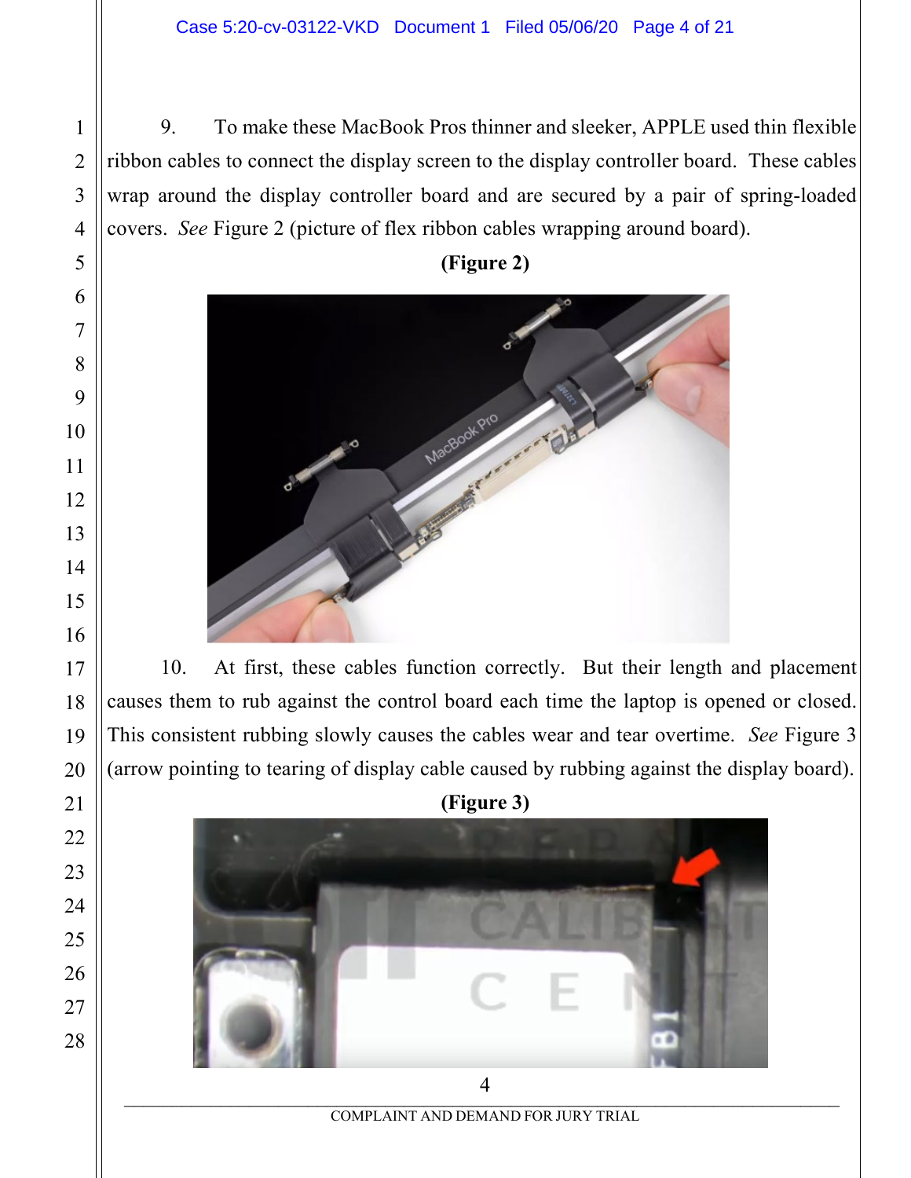9. To make these MacBook Pros thinner and sleeker, APPLE used thin flexible ribbon cables to connect the display screen to the display controller board. These cables wrap around the display controller board and are secured by a pair of spring-loaded covers. *See* Figure 2 (picture of flex ribbon cables wrapping around board).

**(Figure 2)**

10. At first, these cables function correctly. But their length and placement causes them to rub against the control board each time the laptop is opened or closed. This consistent rubbing slowly causes the cables wear and tear overtime. *See* Figure 3 (arrow pointing to tearing of display cable caused by rubbing against the display board).

**(Figure 3)**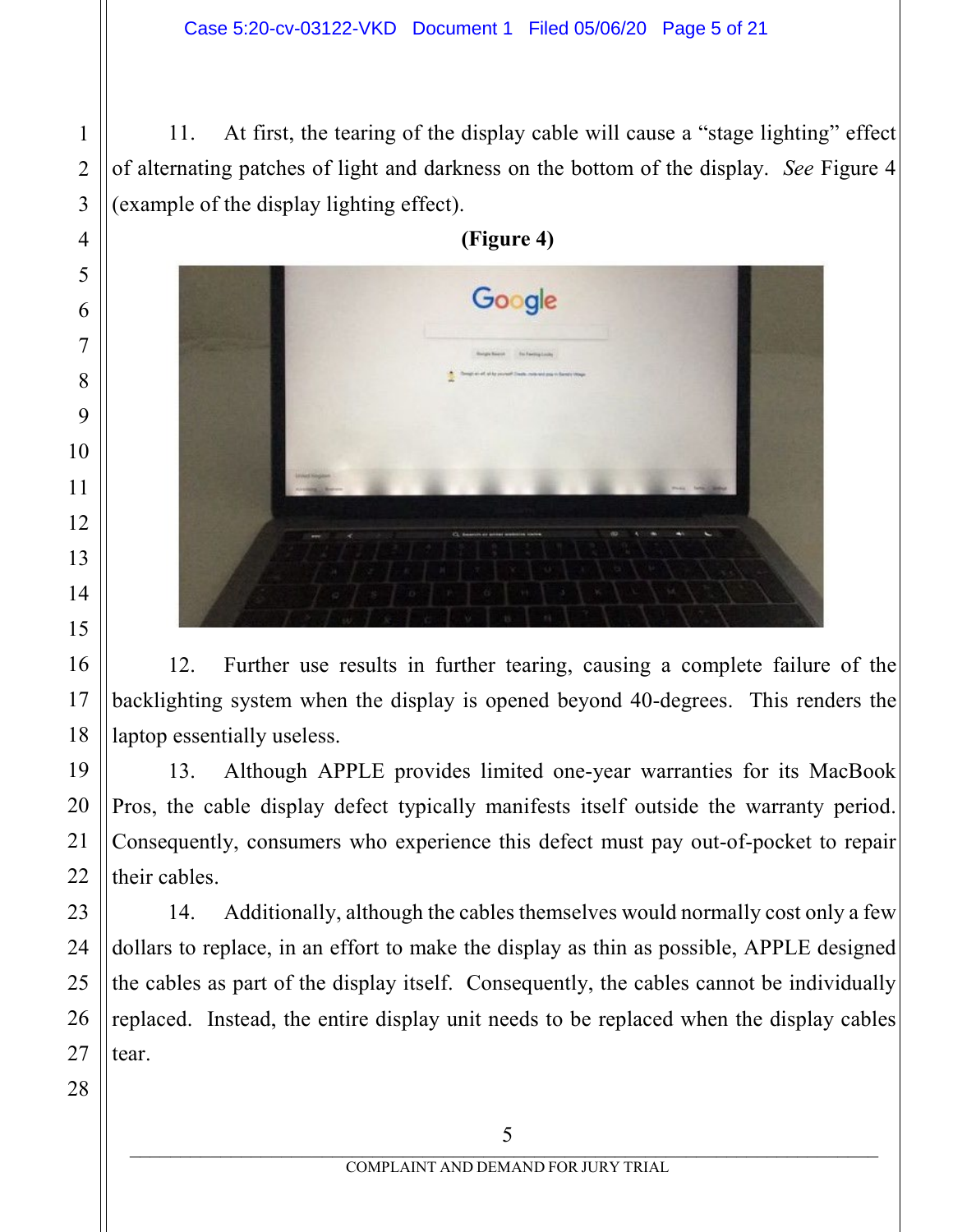11. At first, the tearing of the display cable will cause a "stage lighting" effect of alternating patches of light and darkness on the bottom of the display. *See* Figure 4 (example of the display lighting effect).

**(Figure 4)**

12. Further use results in further tearing, causing a complete failure of the backlighting system when the display is opened beyond 40-degrees. This renders the laptop essentially useless.

13. Although APPLE provides limited one-year warranties for its MacBook Pros, the cable display defect typically manifests itself outside the warranty period. Consequently, consumers who experience this defect must pay out-of-pocket to repair their cables.

14. Additionally, although the cables themselves would normally cost only a few dollars to replace, in an effort to make the display as thin as possible, APPLE designed the cables as part of the display itself. Consequently, the cables cannot be individually replaced. Instead, the entire display unit needs to be replaced when the display cables tear.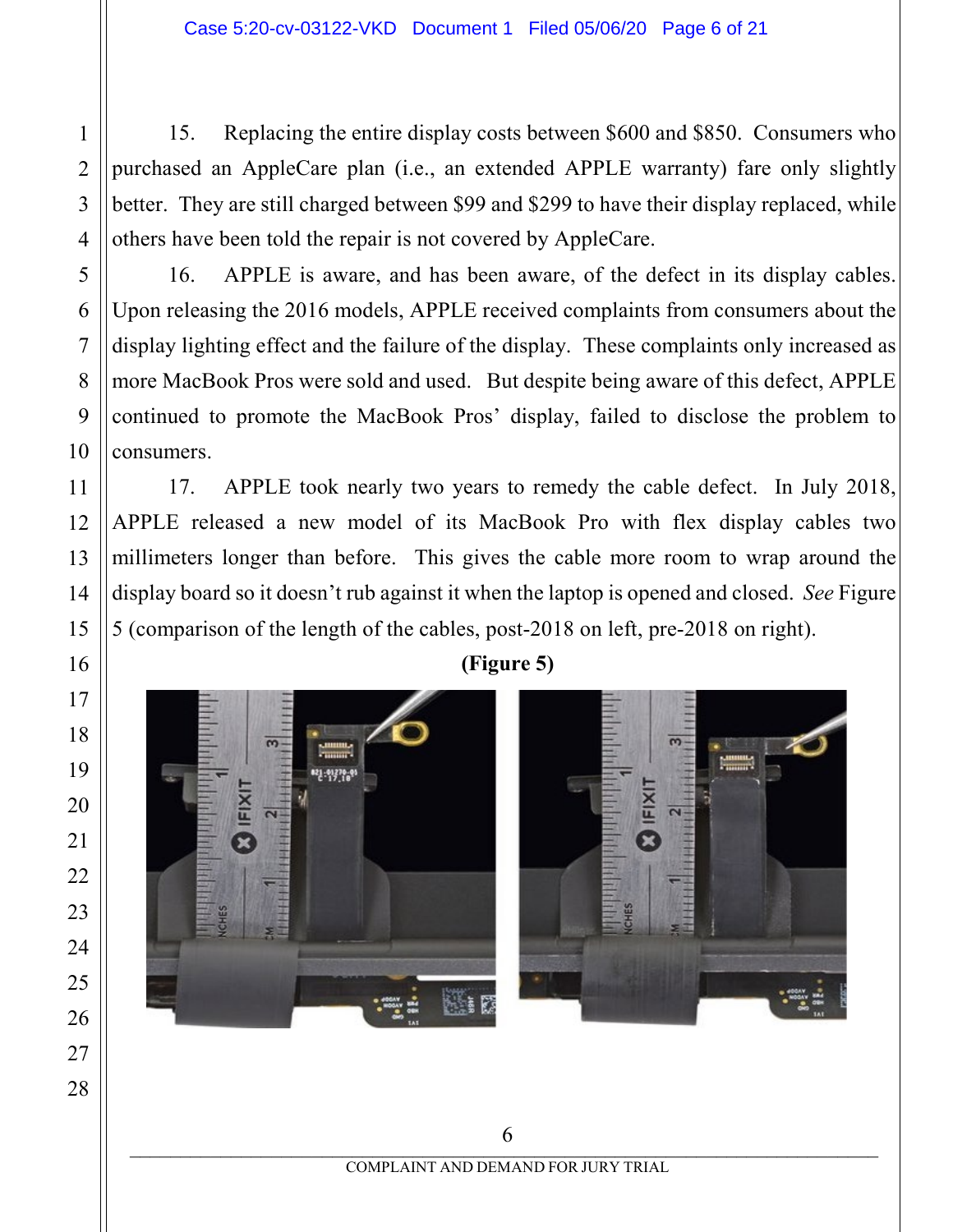15. Replacing the entire display costs between $600 and $850. Consumers who purchased an AppleCare plan (i.e., an extended APPLE warranty) fare only slightly better. They are still charged between $99 and $299 to have their display replaced, while others have been told the repair is not covered by AppleCare.

16. APPLE is aware, and has been aware, of the defect in its display cables. Upon releasing the 2016 models, APPLE received complaints from consumers about the display lighting effect and the failure of the display. These complaints only increased as more MacBook Pros were sold and used. But despite being aware of this defect, APPLE continued to promote the MacBook Pros' display, failed to disclose the problem to consumers.

17. APPLE took nearly two years to remedy the cable defect. In July 2018, APPLE released a new model of its MacBook Pro with flex display cables two millimeters longer than before. This gives the cable more room to wrap around the display board so it doesn't rub against it when the laptop is opened and closed. *See* Figure 5 (comparison of the length of the cables, post-2018 on left, pre-2018 on right).

**(Figure 5)**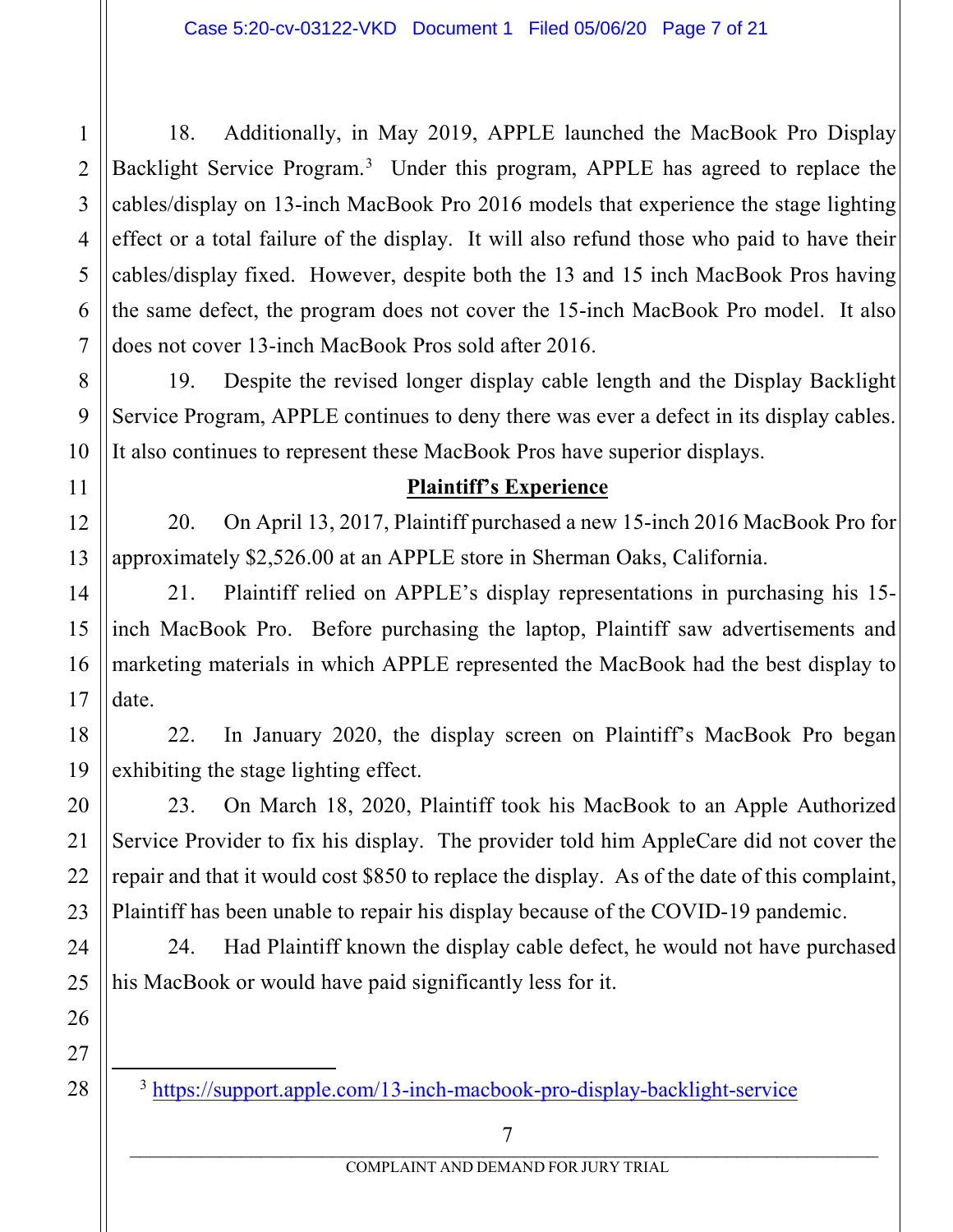18. Additionally, in May 2019, APPLE launched the MacBook Pro Display Backlight Service Program.[3] Under this program, APPLE has agreed to replace the cables/display on 13-inch MacBook Pro 2016 models that experience the stage lighting effect or a total failure of the display. It will also refund those who paid to have their cables/display fixed. However, despite both the 13 and 15 inch MacBook Pros having the same defect, the program does not cover the 15-inch MacBook Pro model. It also does not cover 13-inch MacBook Pros sold after 2016.

19. Despite the revised longer display cable length and the Display Backlight Service Program, APPLE continues to deny there was ever a defect in its display cables. It also continues to represent these MacBook Pros have superior displays.

## **Plaintiff's Experience**

20. On April 13, 2017, Plaintiff purchased a new 15-inch 2016 MacBook Pro for approximately $2,526.00 at an APPLE store in Sherman Oaks, California.

21. Plaintiff relied on APPLE's display representations in purchasing his 15-inch MacBook Pro. Before purchasing the laptop, Plaintiff saw advertisements and marketing materials in which APPLE represented the MacBook had the best display to date.

22. In January 2020, the display screen on Plaintiff's MacBook Pro began exhibiting the stage lighting effect.

23. On March 18, 2020, Plaintiff took his MacBook to an Apple Authorized Service Provider to fix his display. The provider told him AppleCare did not cover the repair and that it would cost $850 to replace the display. As of the date of this complaint, Plaintiff has been unable to repair his display because of the COVID-19 pandemic.

24. Had Plaintiff known the display cable defect, he would not have purchased his MacBook or would have paid significantly less for it.

---

[3] https://support.apple.com/13-inch-macbook-pro-display-backlight-service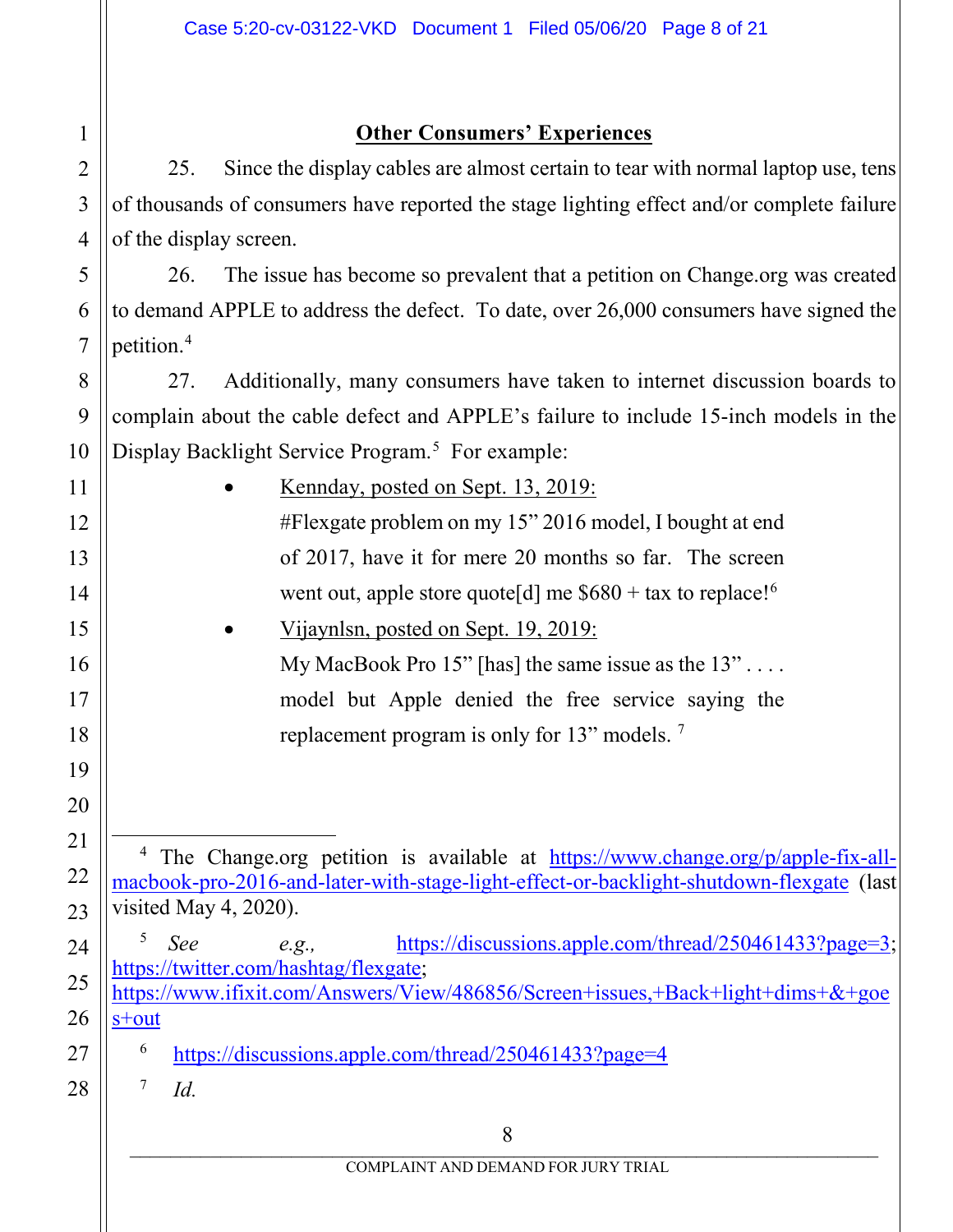## Other Consumers' Experiences

25. Since the display cables are almost certain to tear with normal laptop use, tens of thousands of consumers have reported the stage lighting effect and/or complete failure of the display screen.

26. The issue has become so prevalent that a petition on Change.org was created to demand APPLE to address the defect. To date, over 26,000 consumers have signed the petition.[4]

27. Additionally, many consumers have taken to internet discussion boards to complain about the cable defect and APPLE's failure to include 15-inch models in the Display Backlight Service Program.[5] For example:

- Kennday, posted on Sept. 13, 2019:
  #Flexgate problem on my 15" 2016 model, I bought at end of 2017, have it for mere 20 months so far. The screen went out, apple store quote[d] me $680 + tax to replace![6]
- Vijaynlsn, posted on Sept. 19, 2019:
  My MacBook Pro 15" [has] the same issue as the 13" . . . . model but Apple denied the free service saying the replacement program is only for 13" models.[7]

---

[4] The Change.org petition is available at https://www.change.org/p/apple-fix-all-macbook-pro-2016-and-later-with-stage-light-effect-or-backlight-shutdown-flexgate (last visited May 4, 2020).

[5] *See e.g.*, https://discussions.apple.com/thread/250461433?page=3; https://twitter.com/hashtag/flexgate; https://www.ifixit.com/Answers/View/486856/Screen+issues,+Back+light+dims+&+goes+out

[6] https://discussions.apple.com/thread/250461433?page=4

[7] *Id.*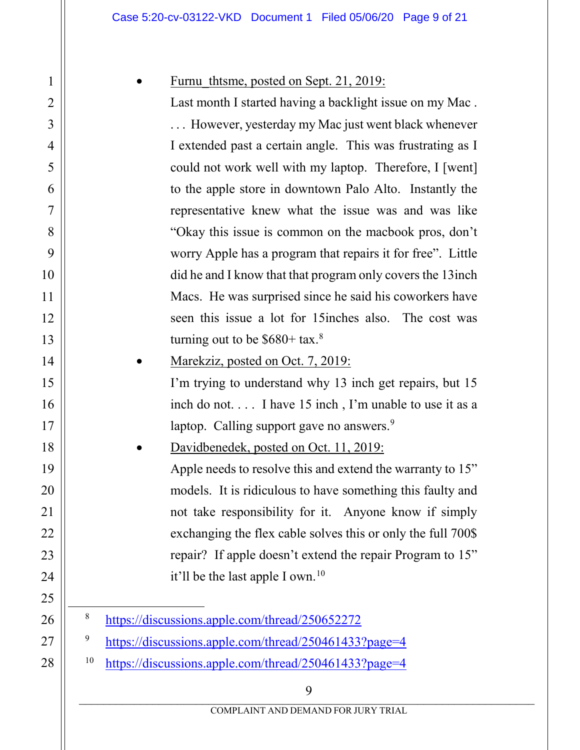- Furnu_thtsme, posted on Sept. 21, 2019:
  Last month I started having a backlight issue on my Mac . . . . However, yesterday my Mac just went black whenever I extended past a certain angle. This was frustrating as I could not work well with my laptop. Therefore, I [went] to the apple store in downtown Palo Alto. Instantly the representative knew what the issue was and was like "Okay this issue is common on the macbook pros, don't worry Apple has a program that repairs it for free". Little did he and I know that that program only covers the 13inch Macs. He was surprised since he said his coworkers have seen this issue a lot for 15inches also. The cost was turning out to be $680+ tax.[8]

- Marekziz, posted on Oct. 7, 2019:
  I'm trying to understand why 13 inch get repairs, but 15 inch do not. . . . I have 15 inch , I'm unable to use it as a laptop. Calling support gave no answers.[9]

- Davidbenedek, posted on Oct. 11, 2019:
  Apple needs to resolve this and extend the warranty to 15" models. It is ridiculous to have something this faulty and not take responsibility for it. Anyone know if simply exchanging the flex cable solves this or only the full 700$ repair? If apple doesn't extend the repair Program to 15" it'll be the last apple I own.[10]

---

[8] https://discussions.apple.com/thread/250652272

[9] https://discussions.apple.com/thread/250461433?page=4

[10] https://discussions.apple.com/thread/250461433?page=4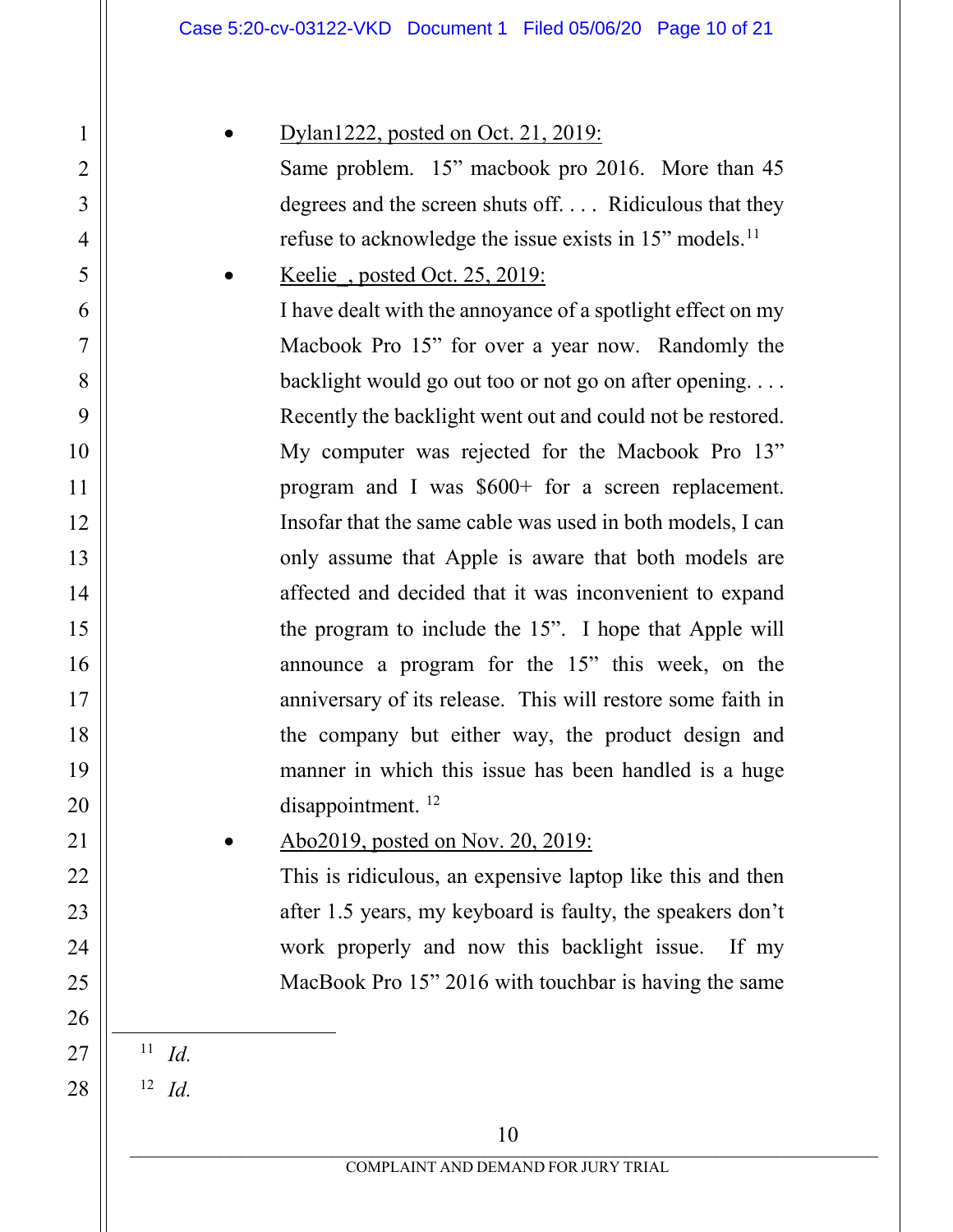- Dylan1222, posted on Oct. 21, 2019:

  Same problem. 15" macbook pro 2016. More than 45 degrees and the screen shuts off. . . . Ridiculous that they refuse to acknowledge the issue exists in 15" models.[11]

- Keelie_, posted Oct. 25, 2019:

  I have dealt with the annoyance of a spotlight effect on my Macbook Pro 15" for over a year now. Randomly the backlight would go out too or not go on after opening. . . . Recently the backlight went out and could not be restored. My computer was rejected for the Macbook Pro 13" program and I was $600+ for a screen replacement. Insofar that the same cable was used in both models, I can only assume that Apple is aware that both models are affected and decided that it was inconvenient to expand the program to include the 15". I hope that Apple will announce a program for the 15" this week, on the anniversary of its release. This will restore some faith in the company but either way, the product design and manner in which this issue has been handled is a huge disappointment.[12]

- Abo2019, posted on Nov. 20, 2019:

  This is ridiculous, an expensive laptop like this and then after 1.5 years, my keyboard is faulty, the speakers don't work properly and now this backlight issue. If my MacBook Pro 15" 2016 with touchbar is having the same

---

[11] *Id.*

[12] *Id.*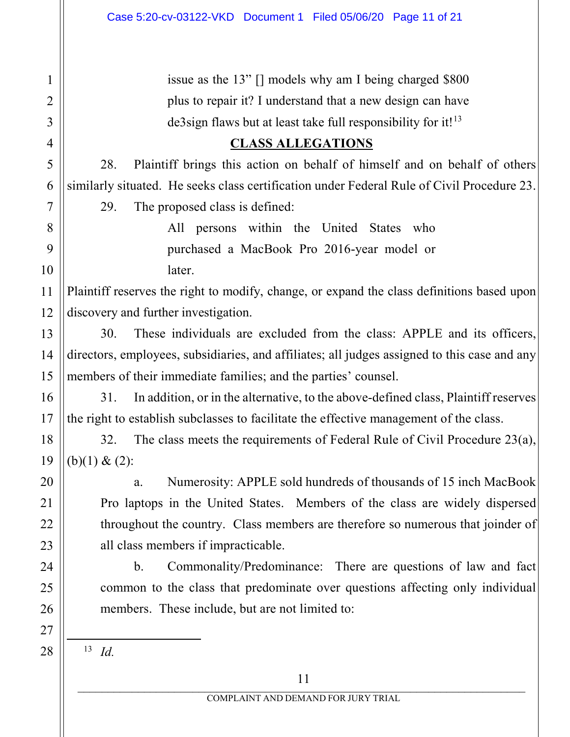> issue as the 13" [] models why am I being charged $800 plus to repair it? I understand that a new design can have de3sign flaws but at least take full responsibility for it![13]

## CLASS ALLEGATIONS

28. Plaintiff brings this action on behalf of himself and on behalf of others similarly situated. He seeks class certification under Federal Rule of Civil Procedure 23.

29. The proposed class is defined:

> All persons within the United States who purchased a MacBook Pro 2016-year model or later.

Plaintiff reserves the right to modify, change, or expand the class definitions based upon discovery and further investigation.

30. These individuals are excluded from the class: APPLE and its officers, directors, employees, subsidiaries, and affiliates; all judges assigned to this case and any members of their immediate families; and the parties' counsel.

31. In addition, or in the alternative, to the above-defined class, Plaintiff reserves the right to establish subclasses to facilitate the effective management of the class.

32. The class meets the requirements of Federal Rule of Civil Procedure 23(a), (b)(1) & (2):

a. Numerosity: APPLE sold hundreds of thousands of 15 inch MacBook Pro laptops in the United States. Members of the class are widely dispersed throughout the country. Class members are therefore so numerous that joinder of all class members if impracticable.

b. Commonality/Predominance: There are questions of law and fact common to the class that predominate over questions affecting only individual members. These include, but are not limited to:

---

[13] *Id.*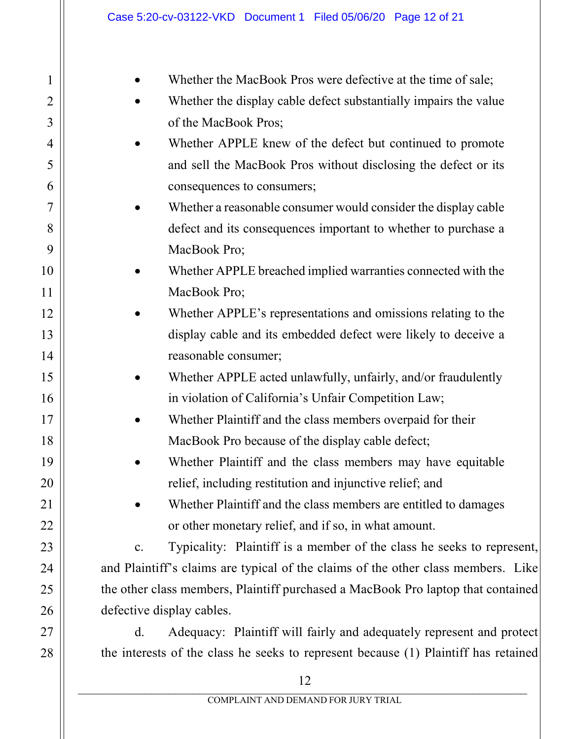- Whether the MacBook Pros were defective at the time of sale;
- Whether the display cable defect substantially impairs the value of the MacBook Pros;
- Whether APPLE knew of the defect but continued to promote and sell the MacBook Pros without disclosing the defect or its consequences to consumers;
- Whether a reasonable consumer would consider the display cable defect and its consequences important to whether to purchase a MacBook Pro;
- Whether APPLE breached implied warranties connected with the MacBook Pro;
- Whether APPLE's representations and omissions relating to the display cable and its embedded defect were likely to deceive a reasonable consumer;
- Whether APPLE acted unlawfully, unfairly, and/or fraudulently in violation of California's Unfair Competition Law;
- Whether Plaintiff and the class members overpaid for their MacBook Pro because of the display cable defect;
- Whether Plaintiff and the class members may have equitable relief, including restitution and injunctive relief; and
- Whether Plaintiff and the class members are entitled to damages or other monetary relief, and if so, in what amount.

c. Typicality: Plaintiff is a member of the class he seeks to represent, and Plaintiff's claims are typical of the claims of the other class members. Like the other class members, Plaintiff purchased a MacBook Pro laptop that contained defective display cables.

d. Adequacy: Plaintiff will fairly and adequately represent and protect the interests of the class he seeks to represent because (1) Plaintiff has retained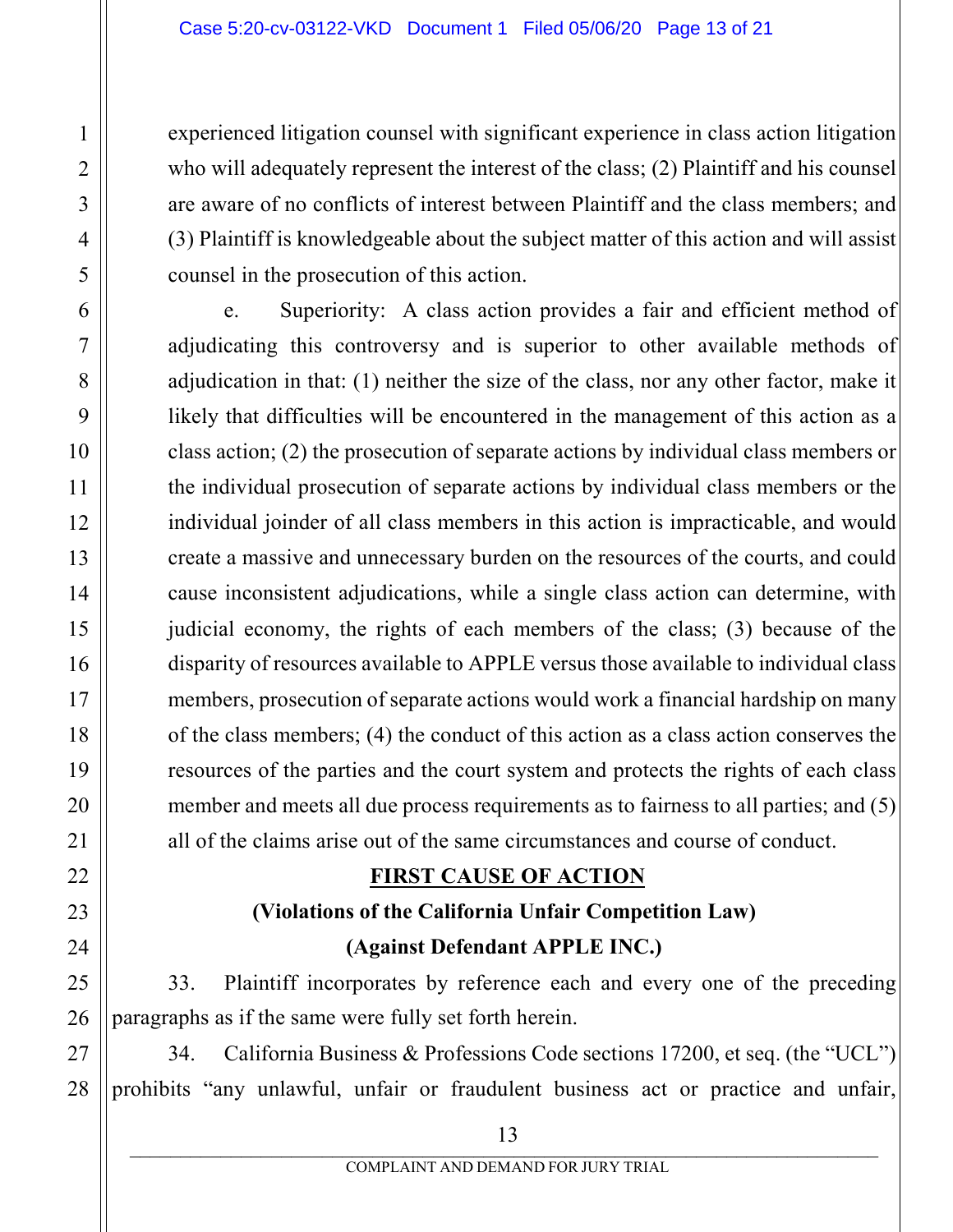experienced litigation counsel with significant experience in class action litigation who will adequately represent the interest of the class; (2) Plaintiff and his counsel are aware of no conflicts of interest between Plaintiff and the class members; and (3) Plaintiff is knowledgeable about the subject matter of this action and will assist counsel in the prosecution of this action.

e. Superiority: A class action provides a fair and efficient method of adjudicating this controversy and is superior to other available methods of adjudication in that: (1) neither the size of the class, nor any other factor, make it likely that difficulties will be encountered in the management of this action as a class action; (2) the prosecution of separate actions by individual class members or the individual prosecution of separate actions by individual class members or the individual joinder of all class members in this action is impracticable, and would create a massive and unnecessary burden on the resources of the courts, and could cause inconsistent adjudications, while a single class action can determine, with judicial economy, the rights of each members of the class; (3) because of the disparity of resources available to APPLE versus those available to individual class members, prosecution of separate actions would work a financial hardship on many of the class members; (4) the conduct of this action as a class action conserves the resources of the parties and the court system and protects the rights of each class member and meets all due process requirements as to fairness to all parties; and (5) all of the claims arise out of the same circumstances and course of conduct.

## FIRST CAUSE OF ACTION

**(Violations of the California Unfair Competition Law)**

**(Against Defendant APPLE INC.)**

33. Plaintiff incorporates by reference each and every one of the preceding paragraphs as if the same were fully set forth herein.

34. California Business & Professions Code sections 17200, et seq. (the "UCL") prohibits "any unlawful, unfair or fraudulent business act or practice and unfair,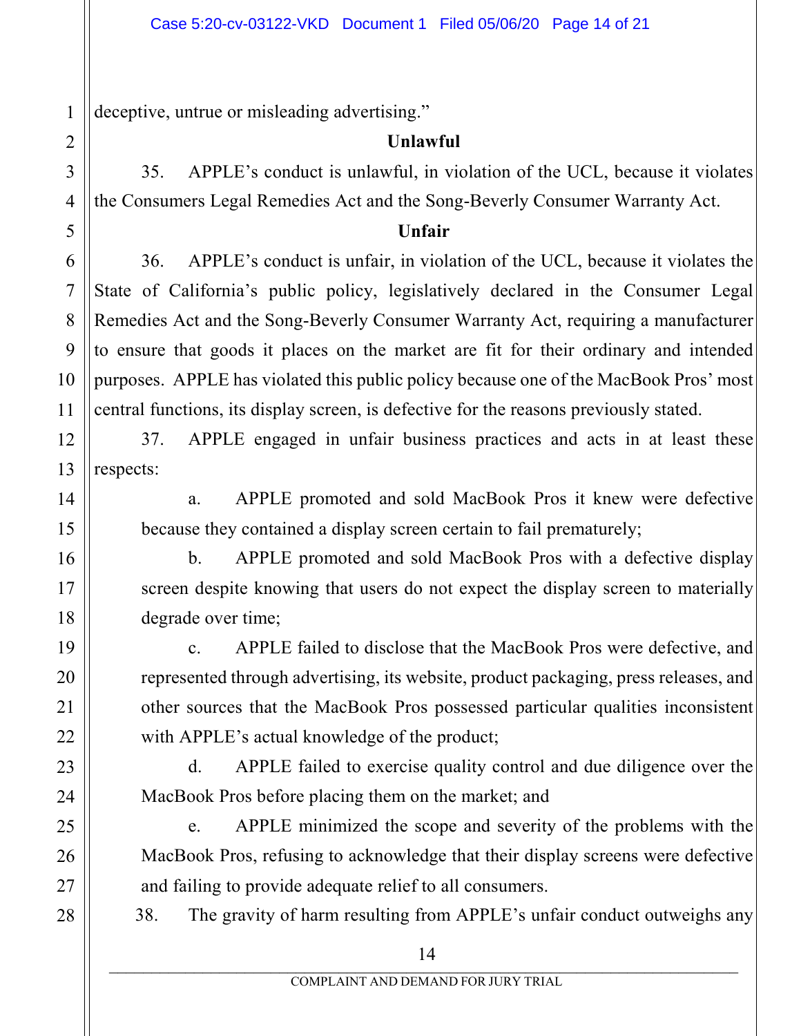deceptive, untrue or misleading advertising."

**Unlawful**

35. APPLE's conduct is unlawful, in violation of the UCL, because it violates the Consumers Legal Remedies Act and the Song-Beverly Consumer Warranty Act.

**Unfair**

36. APPLE's conduct is unfair, in violation of the UCL, because it violates the State of California's public policy, legislatively declared in the Consumer Legal Remedies Act and the Song-Beverly Consumer Warranty Act, requiring a manufacturer to ensure that goods it places on the market are fit for their ordinary and intended purposes. APPLE has violated this public policy because one of the MacBook Pros' most central functions, its display screen, is defective for the reasons previously stated.

37. APPLE engaged in unfair business practices and acts in at least these respects:

a. APPLE promoted and sold MacBook Pros it knew were defective because they contained a display screen certain to fail prematurely;

b. APPLE promoted and sold MacBook Pros with a defective display screen despite knowing that users do not expect the display screen to materially degrade over time;

c. APPLE failed to disclose that the MacBook Pros were defective, and represented through advertising, its website, product packaging, press releases, and other sources that the MacBook Pros possessed particular qualities inconsistent with APPLE's actual knowledge of the product;

d. APPLE failed to exercise quality control and due diligence over the MacBook Pros before placing them on the market; and

e. APPLE minimized the scope and severity of the problems with the MacBook Pros, refusing to acknowledge that their display screens were defective and failing to provide adequate relief to all consumers.

38. The gravity of harm resulting from APPLE's unfair conduct outweighs any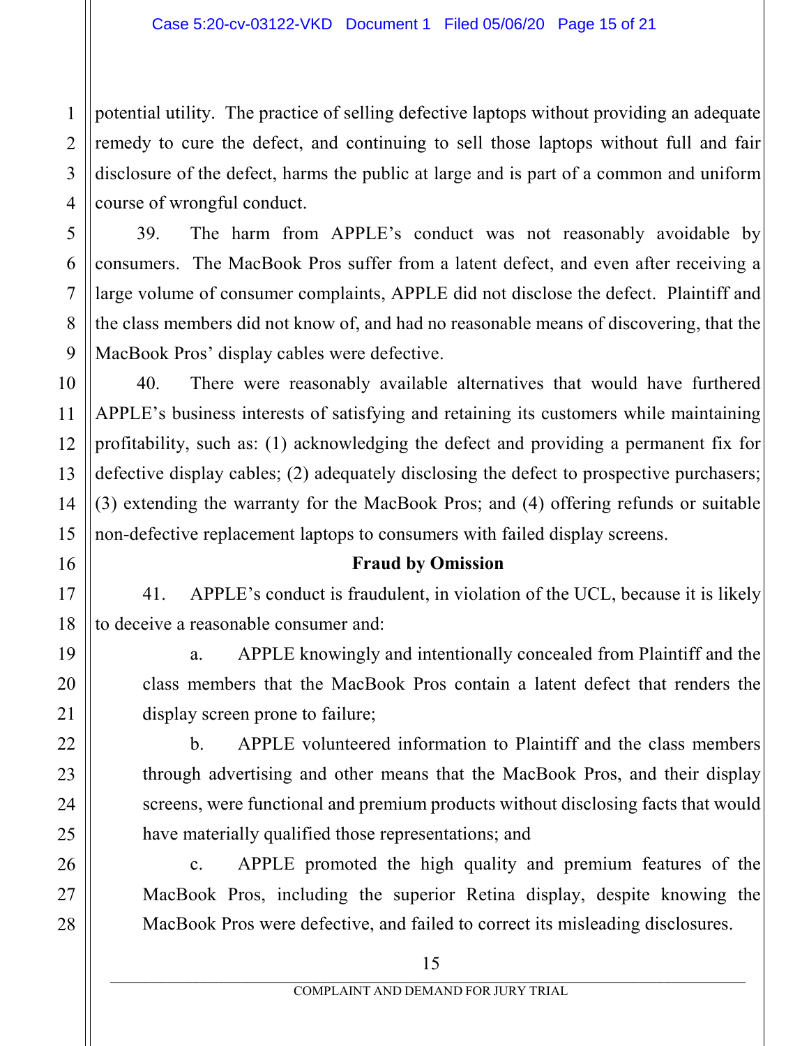potential utility. The practice of selling defective laptops without providing an adequate remedy to cure the defect, and continuing to sell those laptops without full and fair disclosure of the defect, harms the public at large and is part of a common and uniform course of wrongful conduct.

39. The harm from APPLE's conduct was not reasonably avoidable by consumers. The MacBook Pros suffer from a latent defect, and even after receiving a large volume of consumer complaints, APPLE did not disclose the defect. Plaintiff and the class members did not know of, and had no reasonable means of discovering, that the MacBook Pros' display cables were defective.

40. There were reasonably available alternatives that would have furthered APPLE's business interests of satisfying and retaining its customers while maintaining profitability, such as: (1) acknowledging the defect and providing a permanent fix for defective display cables; (2) adequately disclosing the defect to prospective purchasers; (3) extending the warranty for the MacBook Pros; and (4) offering refunds or suitable non-defective replacement laptops to consumers with failed display screens.

**Fraud by Omission**

41. APPLE's conduct is fraudulent, in violation of the UCL, because it is likely to deceive a reasonable consumer and:

a. APPLE knowingly and intentionally concealed from Plaintiff and the class members that the MacBook Pros contain a latent defect that renders the display screen prone to failure;

b. APPLE volunteered information to Plaintiff and the class members through advertising and other means that the MacBook Pros, and their display screens, were functional and premium products without disclosing facts that would have materially qualified those representations; and

c. APPLE promoted the high quality and premium features of the MacBook Pros, including the superior Retina display, despite knowing the MacBook Pros were defective, and failed to correct its misleading disclosures.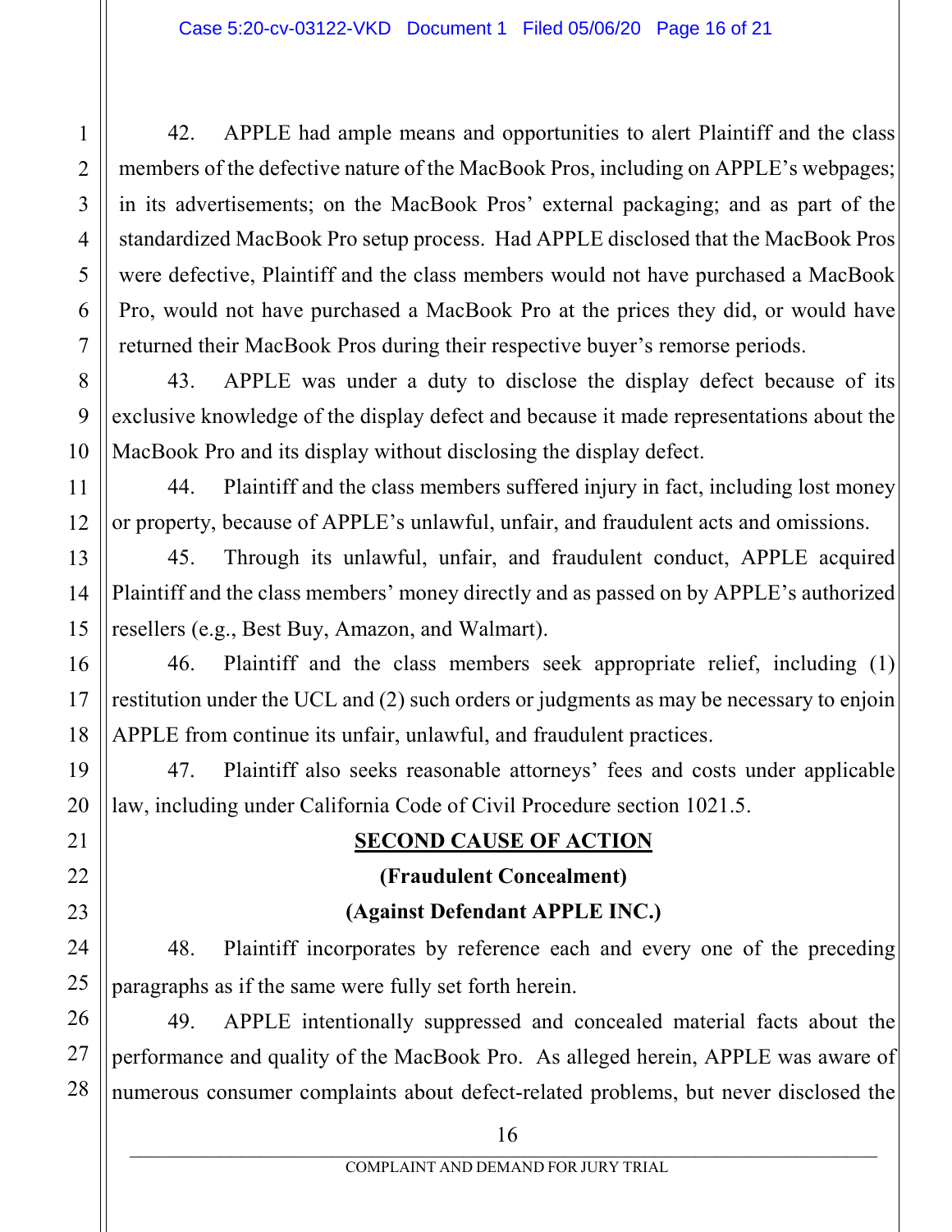42. APPLE had ample means and opportunities to alert Plaintiff and the class members of the defective nature of the MacBook Pros, including on APPLE's webpages; in its advertisements; on the MacBook Pros' external packaging; and as part of the standardized MacBook Pro setup process. Had APPLE disclosed that the MacBook Pros were defective, Plaintiff and the class members would not have purchased a MacBook Pro, would not have purchased a MacBook Pro at the prices they did, or would have returned their MacBook Pros during their respective buyer's remorse periods.

43. APPLE was under a duty to disclose the display defect because of its exclusive knowledge of the display defect and because it made representations about the MacBook Pro and its display without disclosing the display defect.

44. Plaintiff and the class members suffered injury in fact, including lost money or property, because of APPLE's unlawful, unfair, and fraudulent acts and omissions.

45. Through its unlawful, unfair, and fraudulent conduct, APPLE acquired Plaintiff and the class members' money directly and as passed on by APPLE's authorized resellers (e.g., Best Buy, Amazon, and Walmart).

46. Plaintiff and the class members seek appropriate relief, including (1) restitution under the UCL and (2) such orders or judgments as may be necessary to enjoin APPLE from continue its unfair, unlawful, and fraudulent practices.

47. Plaintiff also seeks reasonable attorneys' fees and costs under applicable law, including under California Code of Civil Procedure section 1021.5.

## SECOND CAUSE OF ACTION

**(Fraudulent Concealment)**

**(Against Defendant APPLE INC.)**

48. Plaintiff incorporates by reference each and every one of the preceding paragraphs as if the same were fully set forth herein.

49. APPLE intentionally suppressed and concealed material facts about the performance and quality of the MacBook Pro. As alleged herein, APPLE was aware of numerous consumer complaints about defect-related problems, but never disclosed the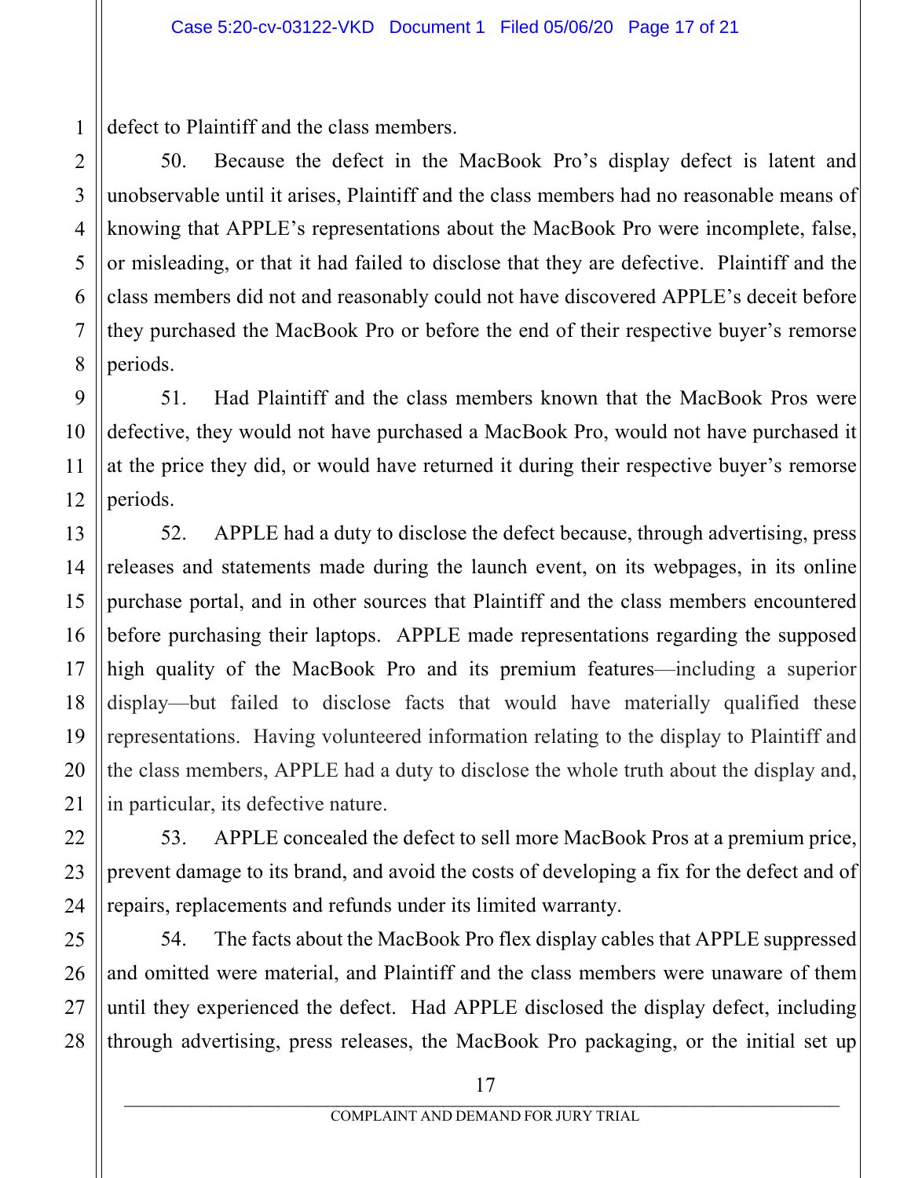defect to Plaintiff and the class members.

50. Because the defect in the MacBook Pro's display defect is latent and unobservable until it arises, Plaintiff and the class members had no reasonable means of knowing that APPLE's representations about the MacBook Pro were incomplete, false, or misleading, or that it had failed to disclose that they are defective. Plaintiff and the class members did not and reasonably could not have discovered APPLE's deceit before they purchased the MacBook Pro or before the end of their respective buyer's remorse periods.

51. Had Plaintiff and the class members known that the MacBook Pros were defective, they would not have purchased a MacBook Pro, would not have purchased it at the price they did, or would have returned it during their respective buyer's remorse periods.

52. APPLE had a duty to disclose the defect because, through advertising, press releases and statements made during the launch event, on its webpages, in its online purchase portal, and in other sources that Plaintiff and the class members encountered before purchasing their laptops. APPLE made representations regarding the supposed high quality of the MacBook Pro and its premium features—including a superior display—but failed to disclose facts that would have materially qualified these representations. Having volunteered information relating to the display to Plaintiff and the class members, APPLE had a duty to disclose the whole truth about the display and, in particular, its defective nature.

53. APPLE concealed the defect to sell more MacBook Pros at a premium price, prevent damage to its brand, and avoid the costs of developing a fix for the defect and of repairs, replacements and refunds under its limited warranty.

54. The facts about the MacBook Pro flex display cables that APPLE suppressed and omitted were material, and Plaintiff and the class members were unaware of them until they experienced the defect. Had APPLE disclosed the display defect, including through advertising, press releases, the MacBook Pro packaging, or the initial set up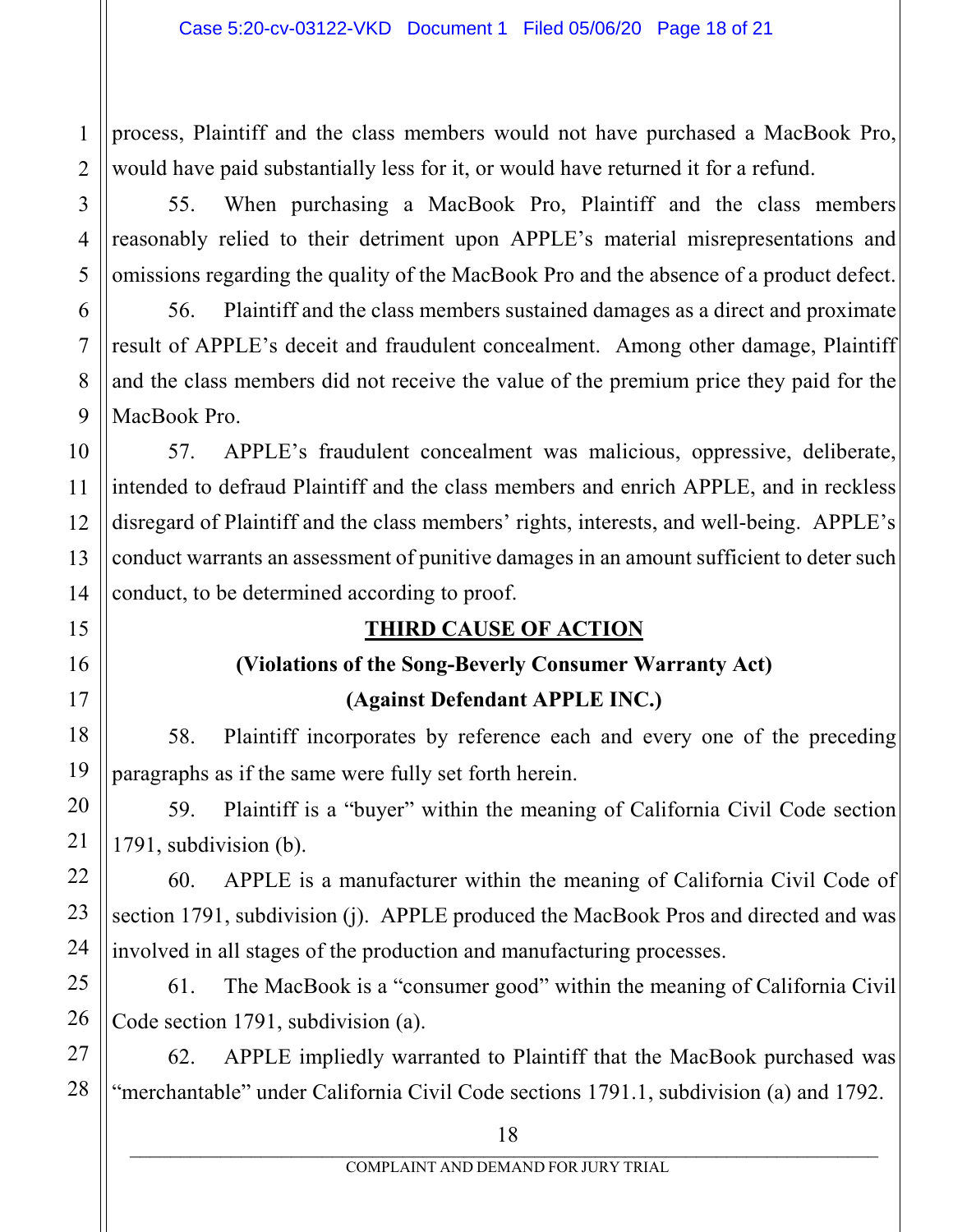process, Plaintiff and the class members would not have purchased a MacBook Pro, would have paid substantially less for it, or would have returned it for a refund.

55. When purchasing a MacBook Pro, Plaintiff and the class members reasonably relied to their detriment upon APPLE's material misrepresentations and omissions regarding the quality of the MacBook Pro and the absence of a product defect.

56. Plaintiff and the class members sustained damages as a direct and proximate result of APPLE's deceit and fraudulent concealment. Among other damage, Plaintiff and the class members did not receive the value of the premium price they paid for the MacBook Pro.

57. APPLE's fraudulent concealment was malicious, oppressive, deliberate, intended to defraud Plaintiff and the class members and enrich APPLE, and in reckless disregard of Plaintiff and the class members' rights, interests, and well-being. APPLE's conduct warrants an assessment of punitive damages in an amount sufficient to deter such conduct, to be determined according to proof.

## THIRD CAUSE OF ACTION

**(Violations of the Song-Beverly Consumer Warranty Act)**

**(Against Defendant APPLE INC.)**

58. Plaintiff incorporates by reference each and every one of the preceding paragraphs as if the same were fully set forth herein.

59. Plaintiff is a "buyer" within the meaning of California Civil Code section 1791, subdivision (b).

60. APPLE is a manufacturer within the meaning of California Civil Code of section 1791, subdivision (j). APPLE produced the MacBook Pros and directed and was involved in all stages of the production and manufacturing processes.

61. The MacBook is a "consumer good" within the meaning of California Civil Code section 1791, subdivision (a).

62. APPLE impliedly warranted to Plaintiff that the MacBook purchased was "merchantable" under California Civil Code sections 1791.1, subdivision (a) and 1792.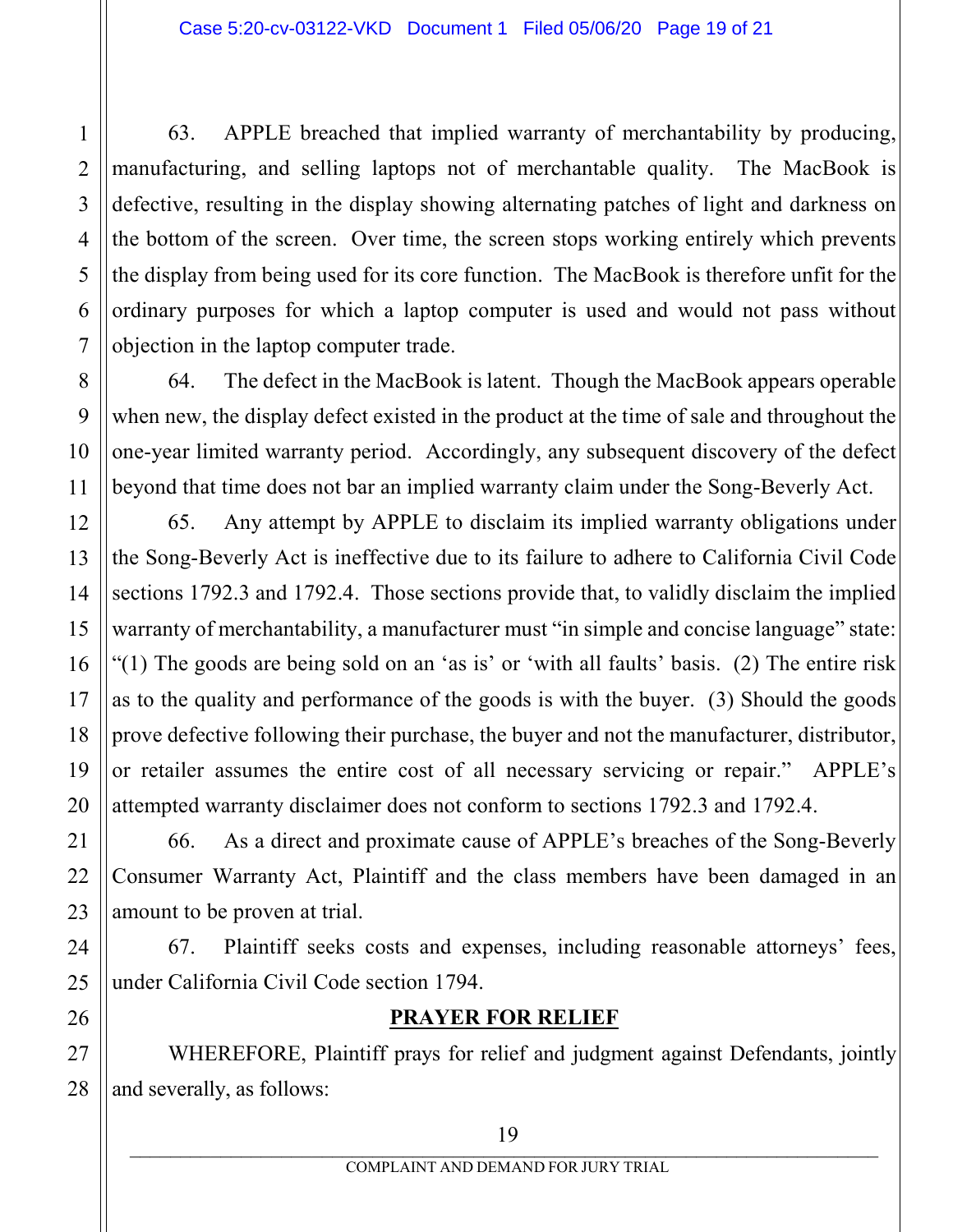63. APPLE breached that implied warranty of merchantability by producing, manufacturing, and selling laptops not of merchantable quality. The MacBook is defective, resulting in the display showing alternating patches of light and darkness on the bottom of the screen. Over time, the screen stops working entirely which prevents the display from being used for its core function. The MacBook is therefore unfit for the ordinary purposes for which a laptop computer is used and would not pass without objection in the laptop computer trade.

64. The defect in the MacBook is latent. Though the MacBook appears operable when new, the display defect existed in the product at the time of sale and throughout the one-year limited warranty period. Accordingly, any subsequent discovery of the defect beyond that time does not bar an implied warranty claim under the Song-Beverly Act.

65. Any attempt by APPLE to disclaim its implied warranty obligations under the Song-Beverly Act is ineffective due to its failure to adhere to California Civil Code sections 1792.3 and 1792.4. Those sections provide that, to validly disclaim the implied warranty of merchantability, a manufacturer must "in simple and concise language" state: "(1) The goods are being sold on an 'as is' or 'with all faults' basis. (2) The entire risk as to the quality and performance of the goods is with the buyer. (3) Should the goods prove defective following their purchase, the buyer and not the manufacturer, distributor, or retailer assumes the entire cost of all necessary servicing or repair." APPLE's attempted warranty disclaimer does not conform to sections 1792.3 and 1792.4.

66. As a direct and proximate cause of APPLE's breaches of the Song-Beverly Consumer Warranty Act, Plaintiff and the class members have been damaged in an amount to be proven at trial.

67. Plaintiff seeks costs and expenses, including reasonable attorneys' fees, under California Civil Code section 1794.

## PRAYER FOR RELIEF

WHEREFORE, Plaintiff prays for relief and judgment against Defendants, jointly and severally, as follows: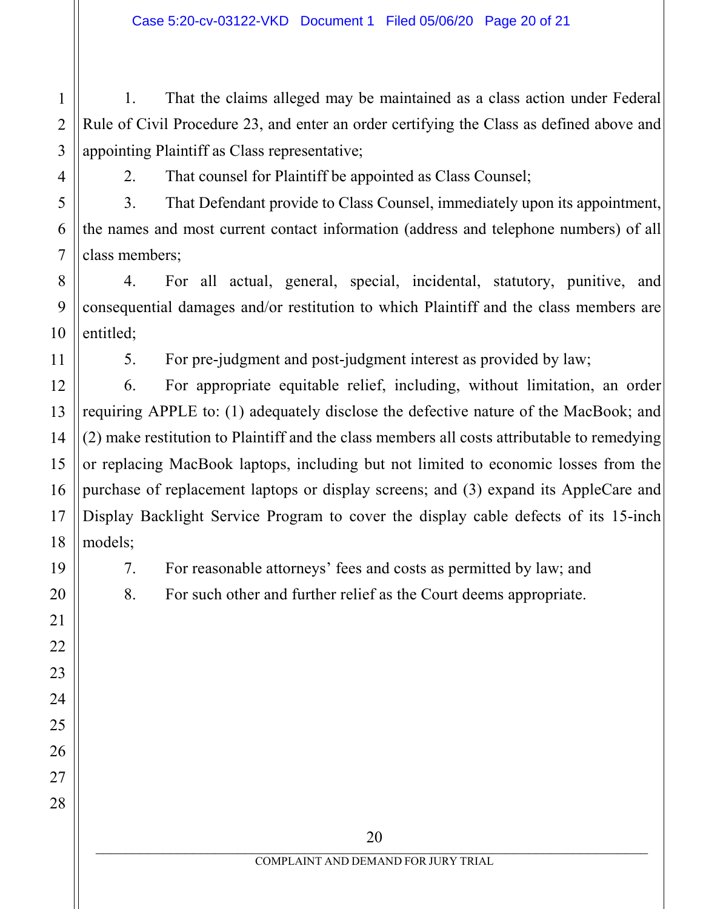1. That the claims alleged may be maintained as a class action under Federal Rule of Civil Procedure 23, and enter an order certifying the Class as defined above and appointing Plaintiff as Class representative;

2. That counsel for Plaintiff be appointed as Class Counsel;

3. That Defendant provide to Class Counsel, immediately upon its appointment, the names and most current contact information (address and telephone numbers) of all class members;

4. For all actual, general, special, incidental, statutory, punitive, and consequential damages and/or restitution to which Plaintiff and the class members are entitled;

5. For pre-judgment and post-judgment interest as provided by law;

6. For appropriate equitable relief, including, without limitation, an order requiring APPLE to: (1) adequately disclose the defective nature of the MacBook; and (2) make restitution to Plaintiff and the class members all costs attributable to remedying or replacing MacBook laptops, including but not limited to economic losses from the purchase of replacement laptops or display screens; and (3) expand its AppleCare and Display Backlight Service Program to cover the display cable defects of its 15-inch models;

7. For reasonable attorneys' fees and costs as permitted by law; and

8. For such other and further relief as the Court deems appropriate.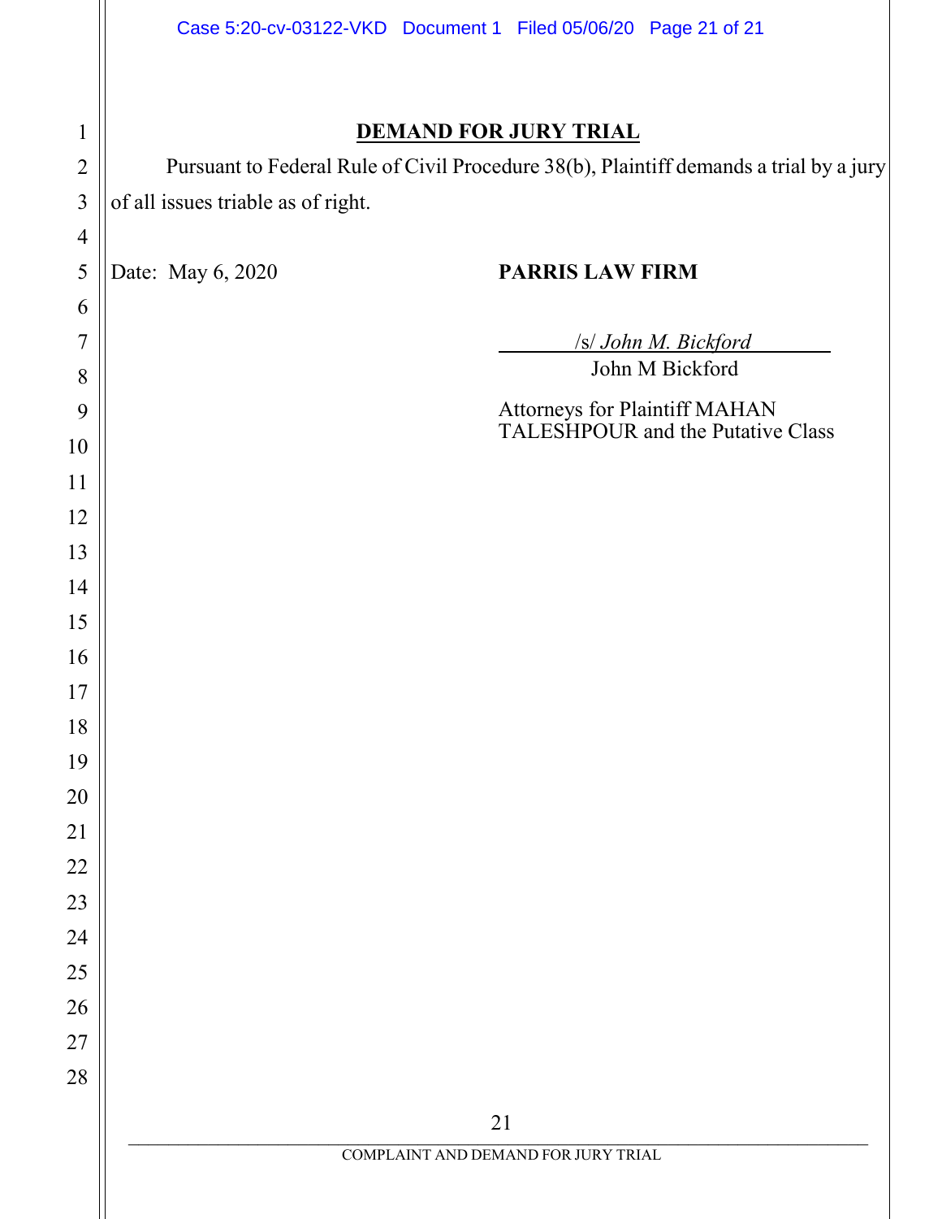**DEMAND FOR JURY TRIAL**

Pursuant to Federal Rule of Civil Procedure 38(b), Plaintiff demands a trial by a jury of all issues triable as of right.

Date: May 6, 2020

**PARRIS LAW FIRM**

/s/ *John M. Bickford*
John M Bickford

Attorneys for Plaintiff MAHAN TALESHPOUR and the Putative Class